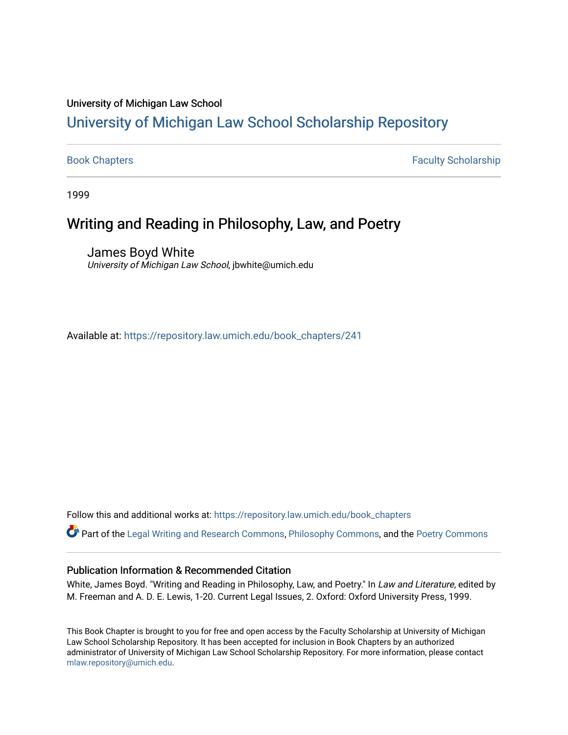University of Michigan Law School

# University of Michigan Law School Scholarship Repository

Book Chapters

Faculty Scholarship

1999

## Writing and Reading in Philosophy, Law, and Poetry

James Boyd White
*University of Michigan Law School*, jbwhite@umich.edu

Available at: https://repository.law.umich.edu/book_chapters/241

Follow this and additional works at: https://repository.law.umich.edu/book_chapters

Part of the Legal Writing and Research Commons, Philosophy Commons, and the Poetry Commons

### Publication Information & Recommended Citation

White, James Boyd. "Writing and Reading in Philosophy, Law, and Poetry." In *Law and Literature*, edited by M. Freeman and A. D. E. Lewis, 1-20. Current Legal Issues, 2. Oxford: Oxford University Press, 1999.

This Book Chapter is brought to you for free and open access by the Faculty Scholarship at University of Michigan Law School Scholarship Repository. It has been accepted for inclusion in Book Chapters by an authorized administrator of University of Michigan Law School Scholarship Repository. For more information, please contact mlaw.repository@umich.edu.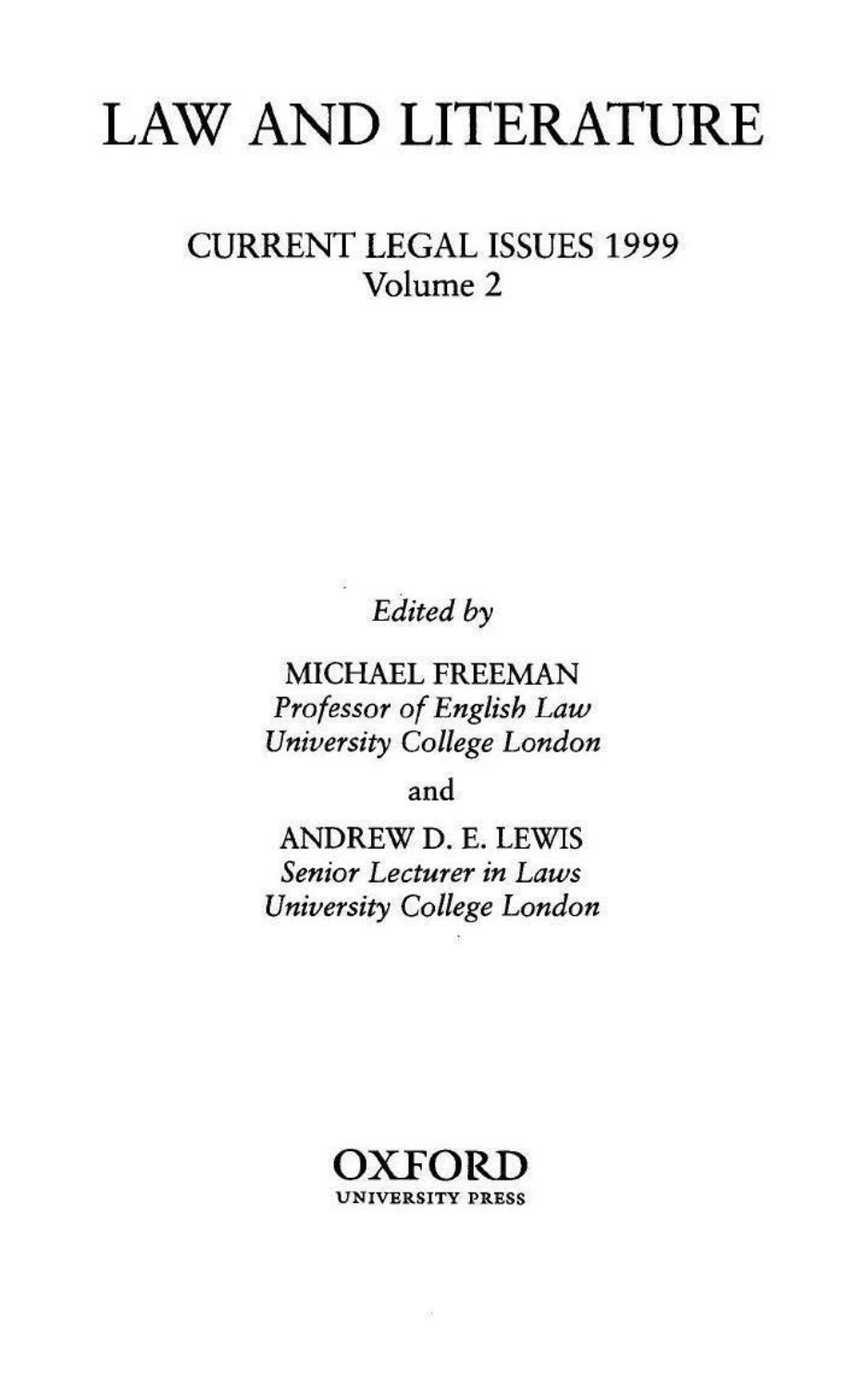# LAW AND LITERATURE

## CURRENT LEGAL ISSUES 1999
## Volume 2

*Edited by*

MICHAEL FREEMAN
*Professor of English Law*
*University College London*

and

ANDREW D. E. LEWIS
*Senior Lecturer in Laws*
*University College London*

OXFORD
UNIVERSITY PRESS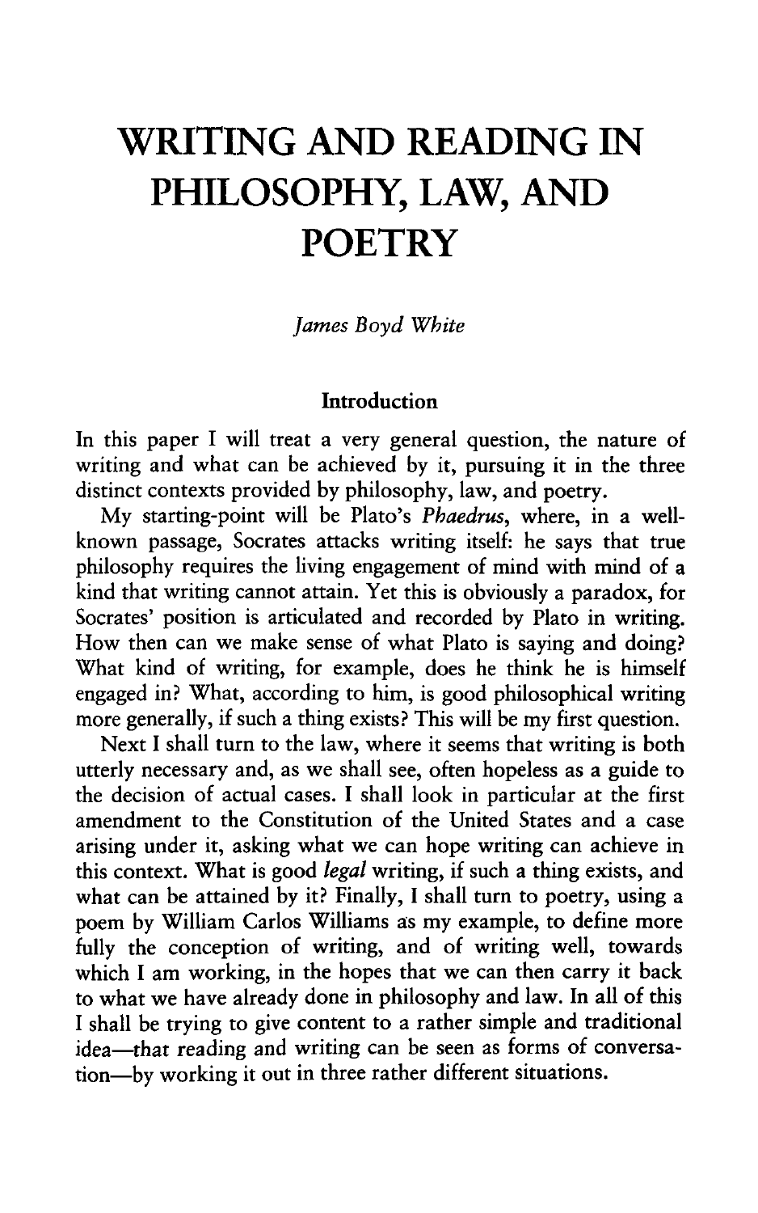# WRITING AND READING IN PHILOSOPHY, LAW, AND POETRY

*James Boyd White*

## Introduction

In this paper I will treat a very general question, the nature of writing and what can be achieved by it, pursuing it in the three distinct contexts provided by philosophy, law, and poetry.

My starting-point will be Plato's *Phaedrus*, where, in a well-known passage, Socrates attacks writing itself: he says that true philosophy requires the living engagement of mind with mind of a kind that writing cannot attain. Yet this is obviously a paradox, for Socrates' position is articulated and recorded by Plato in writing. How then can we make sense of what Plato is saying and doing? What kind of writing, for example, does he think he is himself engaged in? What, according to him, is good philosophical writing more generally, if such a thing exists? This will be my first question.

Next I shall turn to the law, where it seems that writing is both utterly necessary and, as we shall see, often hopeless as a guide to the decision of actual cases. I shall look in particular at the first amendment to the Constitution of the United States and a case arising under it, asking what we can hope writing can achieve in this context. What is good *legal* writing, if such a thing exists, and what can be attained by it? Finally, I shall turn to poetry, using a poem by William Carlos Williams as my example, to define more fully the conception of writing, and of writing well, towards which I am working, in the hopes that we can then carry it back to what we have already done in philosophy and law. In all of this I shall be trying to give content to a rather simple and traditional idea—that reading and writing can be seen as forms of conversation—by working it out in three rather different situations.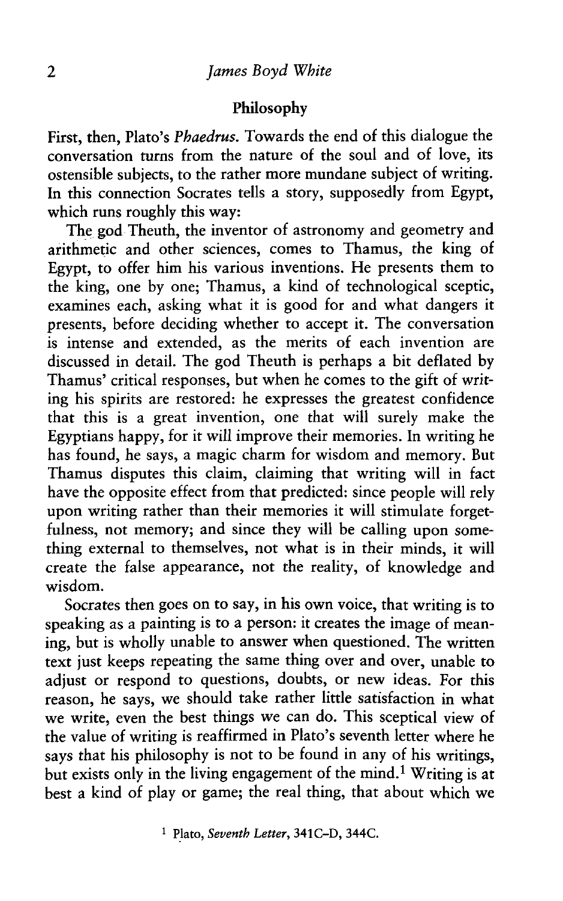## Philosophy

First, then, Plato's *Phaedrus*. Towards the end of this dialogue the conversation turns from the nature of the soul and of love, its ostensible subjects, to the rather more mundane subject of writing. In this connection Socrates tells a story, supposedly from Egypt, which runs roughly this way:

The god Theuth, the inventor of astronomy and geometry and arithmetic and other sciences, comes to Thamus, the king of Egypt, to offer him his various inventions. He presents them to the king, one by one; Thamus, a kind of technological sceptic, examines each, asking what it is good for and what dangers it presents, before deciding whether to accept it. The conversation is intense and extended, as the merits of each invention are discussed in detail. The god Theuth is perhaps a bit deflated by Thamus' critical responses, but when he comes to the gift of writing his spirits are restored: he expresses the greatest confidence that this is a great invention, one that will surely make the Egyptians happy, for it will improve their memories. In writing he has found, he says, a magic charm for wisdom and memory. But Thamus disputes this claim, claiming that writing will in fact have the opposite effect from that predicted: since people will rely upon writing rather than their memories it will stimulate forgetfulness, not memory; and since they will be calling upon something external to themselves, not what is in their minds, it will create the false appearance, not the reality, of knowledge and wisdom.

Socrates then goes on to say, in his own voice, that writing is to speaking as a painting is to a person: it creates the image of meaning, but is wholly unable to answer when questioned. The written text just keeps repeating the same thing over and over, unable to adjust or respond to questions, doubts, or new ideas. For this reason, he says, we should take rather little satisfaction in what we write, even the best things we can do. This sceptical view of the value of writing is reaffirmed in Plato's seventh letter where he says that his philosophy is not to be found in any of his writings, but exists only in the living engagement of the mind.[1] Writing is at best a kind of play or game; the real thing, that about which we

[1] Plato, *Seventh Letter*, 341C–D, 344C.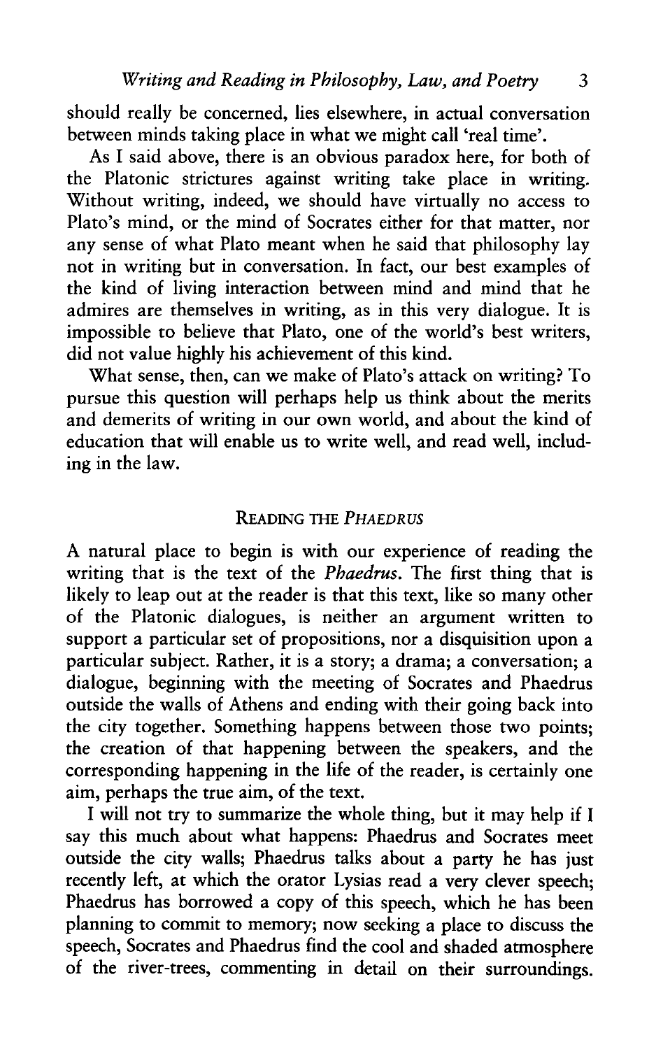should really be concerned, lies elsewhere, in actual conversation between minds taking place in what we might call 'real time'.

As I said above, there is an obvious paradox here, for both of the Platonic strictures against writing take place in writing. Without writing, indeed, we should have virtually no access to Plato's mind, or the mind of Socrates either for that matter, nor any sense of what Plato meant when he said that philosophy lay not in writing but in conversation. In fact, our best examples of the kind of living interaction between mind and mind that he admires are themselves in writing, as in this very dialogue. It is impossible to believe that Plato, one of the world's best writers, did not value highly his achievement of this kind.

What sense, then, can we make of Plato's attack on writing? To pursue this question will perhaps help us think about the merits and demerits of writing in our own world, and about the kind of education that will enable us to write well, and read well, including in the law.

## READING THE *PHAEDRUS*

A natural place to begin is with our experience of reading the writing that is the text of the *Phaedrus*. The first thing that is likely to leap out at the reader is that this text, like so many other of the Platonic dialogues, is neither an argument written to support a particular set of propositions, nor a disquisition upon a particular subject. Rather, it is a story; a drama; a conversation; a dialogue, beginning with the meeting of Socrates and Phaedrus outside the walls of Athens and ending with their going back into the city together. Something happens between those two points; the creation of that happening between the speakers, and the corresponding happening in the life of the reader, is certainly one aim, perhaps the true aim, of the text.

I will not try to summarize the whole thing, but it may help if I say this much about what happens: Phaedrus and Socrates meet outside the city walls; Phaedrus talks about a party he has just recently left, at which the orator Lysias read a very clever speech; Phaedrus has borrowed a copy of this speech, which he has been planning to commit to memory; now seeking a place to discuss the speech, Socrates and Phaedrus find the cool and shaded atmosphere of the river-trees, commenting in detail on their surroundings.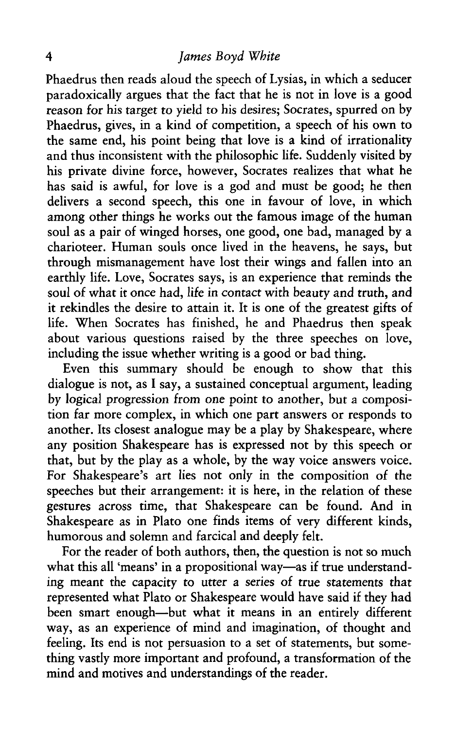Phaedrus then reads aloud the speech of Lysias, in which a seducer paradoxically argues that the fact that he is not in love is a good reason for his target to yield to his desires; Socrates, spurred on by Phaedrus, gives, in a kind of competition, a speech of his own to the same end, his point being that love is a kind of irrationality and thus inconsistent with the philosophic life. Suddenly visited by his private divine force, however, Socrates realizes that what he has said is awful, for love is a god and must be good; he then delivers a second speech, this one in favour of love, in which among other things he works out the famous image of the human soul as a pair of winged horses, one good, one bad, managed by a charioteer. Human souls once lived in the heavens, he says, but through mismanagement have lost their wings and fallen into an earthly life. Love, Socrates says, is an experience that reminds the soul of what it once had, life in contact with beauty and truth, and it rekindles the desire to attain it. It is one of the greatest gifts of life. When Socrates has finished, he and Phaedrus then speak about various questions raised by the three speeches on love, including the issue whether writing is a good or bad thing.

Even this summary should be enough to show that this dialogue is not, as I say, a sustained conceptual argument, leading by logical progression from one point to another, but a composition far more complex, in which one part answers or responds to another. Its closest analogue may be a play by Shakespeare, where any position Shakespeare has is expressed not by this speech or that, but by the play as a whole, by the way voice answers voice. For Shakespeare's art lies not only in the composition of the speeches but their arrangement: it is here, in the relation of these gestures across time, that Shakespeare can be found. And in Shakespeare as in Plato one finds items of very different kinds, humorous and solemn and farcical and deeply felt.

For the reader of both authors, then, the question is not so much what this all 'means' in a propositional way—as if true understanding meant the capacity to utter a series of true statements that represented what Plato or Shakespeare would have said if they had been smart enough—but what it means in an entirely different way, as an experience of mind and imagination, of thought and feeling. Its end is not persuasion to a set of statements, but something vastly more important and profound, a transformation of the mind and motives and understandings of the reader.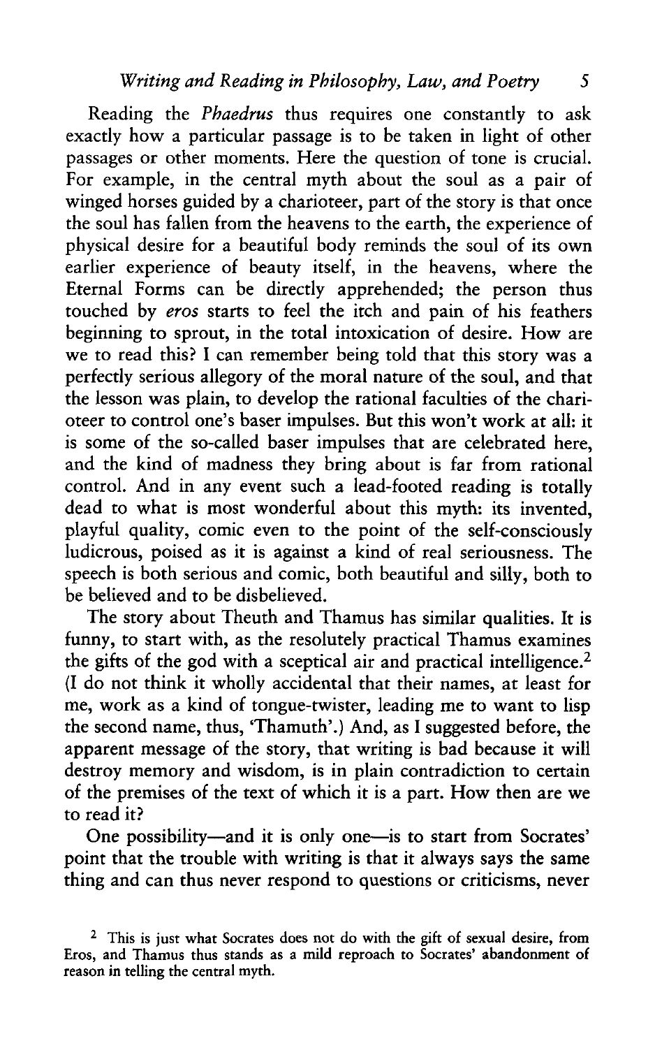Reading the *Phaedrus* thus requires one constantly to ask exactly how a particular passage is to be taken in light of other passages or other moments. Here the question of tone is crucial. For example, in the central myth about the soul as a pair of winged horses guided by a charioteer, part of the story is that once the soul has fallen from the heavens to the earth, the experience of physical desire for a beautiful body reminds the soul of its own earlier experience of beauty itself, in the heavens, where the Eternal Forms can be directly apprehended; the person thus touched by *eros* starts to feel the itch and pain of his feathers beginning to sprout, in the total intoxication of desire. How are we to read this? I can remember being told that this story was a perfectly serious allegory of the moral nature of the soul, and that the lesson was plain, to develop the rational faculties of the charioteer to control one's baser impulses. But this won't work at all: it is some of the so-called baser impulses that are celebrated here, and the kind of madness they bring about is far from rational control. And in any event such a lead-footed reading is totally dead to what is most wonderful about this myth: its invented, playful quality, comic even to the point of the self-consciously ludicrous, poised as it is against a kind of real seriousness. The speech is both serious and comic, both beautiful and silly, both to be believed and to be disbelieved.

The story about Theuth and Thamus has similar qualities. It is funny, to start with, as the resolutely practical Thamus examines the gifts of the god with a sceptical air and practical intelligence.[2] (I do not think it wholly accidental that their names, at least for me, work as a kind of tongue-twister, leading me to want to lisp the second name, thus, 'Thamuth'.) And, as I suggested before, the apparent message of the story, that writing is bad because it will destroy memory and wisdom, is in plain contradiction to certain of the premises of the text of which it is a part. How then are we to read it?

One possibility—and it is only one—is to start from Socrates' point that the trouble with writing is that it always says the same thing and can thus never respond to questions or criticisms, never

[2] This is just what Socrates does not do with the gift of sexual desire, from Eros, and Thamus thus stands as a mild reproach to Socrates' abandonment of reason in telling the central myth.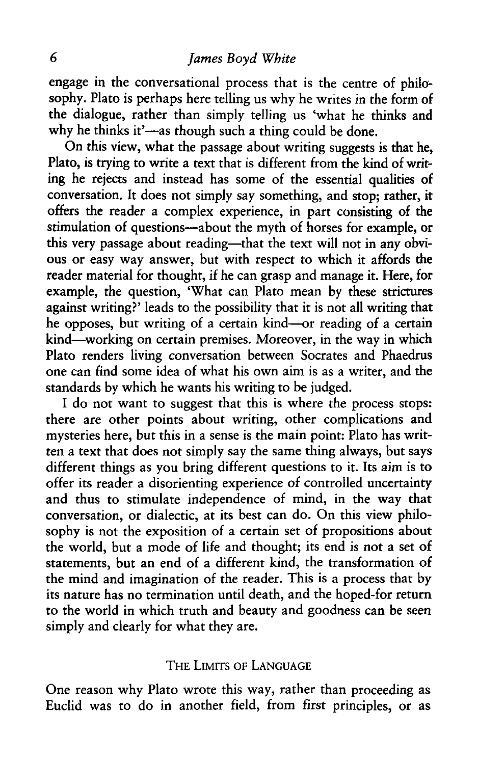engage in the conversational process that is the centre of philosophy. Plato is perhaps here telling us why he writes in the form of the dialogue, rather than simply telling us 'what he thinks and why he thinks it'—as though such a thing could be done.

On this view, what the passage about writing suggests is that he, Plato, is trying to write a text that is different from the kind of writing he rejects and instead has some of the essential qualities of conversation. It does not simply say something, and stop; rather, it offers the reader a complex experience, in part consisting of the stimulation of questions—about the myth of horses for example, or this very passage about reading—that the text will not in any obvious or easy way answer, but with respect to which it affords the reader material for thought, if he can grasp and manage it. Here, for example, the question, 'What can Plato mean by these strictures against writing?' leads to the possibility that it is not all writing that he opposes, but writing of a certain kind—or reading of a certain kind—working on certain premises. Moreover, in the way in which Plato renders living conversation between Socrates and Phaedrus one can find some idea of what his own aim is as a writer, and the standards by which he wants his writing to be judged.

I do not want to suggest that this is where the process stops: there are other points about writing, other complications and mysteries here, but this in a sense is the main point: Plato has written a text that does not simply say the same thing always, but says different things as you bring different questions to it. Its aim is to offer its reader a disorienting experience of controlled uncertainty and thus to stimulate independence of mind, in the way that conversation, or dialectic, at its best can do. On this view philosophy is not the exposition of a certain set of propositions about the world, but a mode of life and thought; its end is not a set of statements, but an end of a different kind, the transformation of the mind and imagination of the reader. This is a process that by its nature has no termination until death, and the hoped-for return to the world in which truth and beauty and goodness can be seen simply and clearly for what they are.

## The Limits of Language

One reason why Plato wrote this way, rather than proceeding as Euclid was to do in another field, from first principles, or as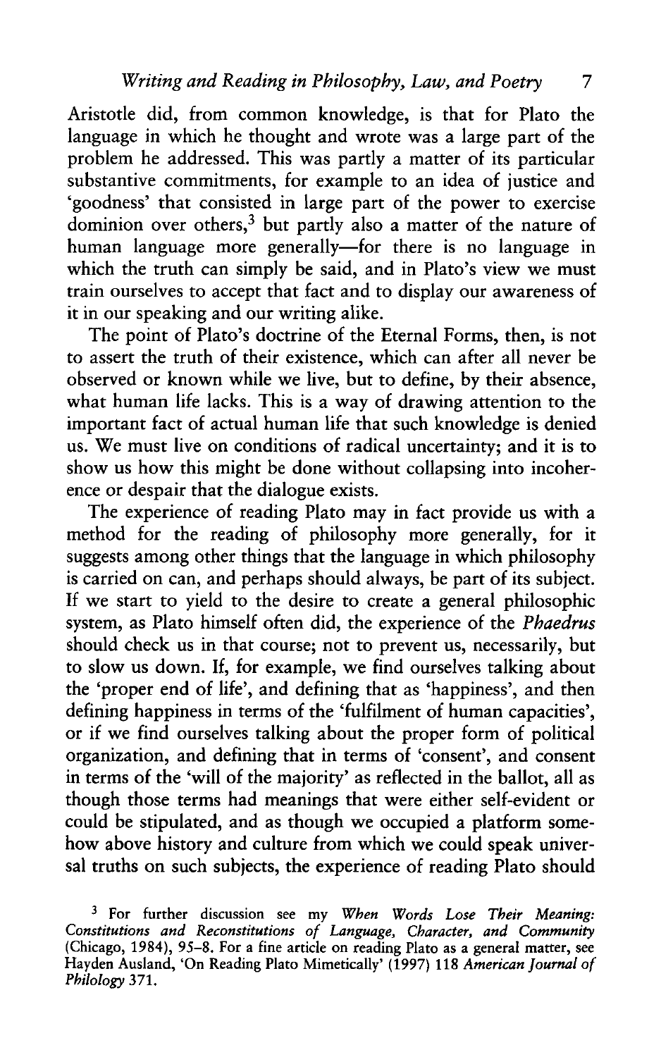Aristotle did, from common knowledge, is that for Plato the language in which he thought and wrote was a large part of the problem he addressed. This was partly a matter of its particular substantive commitments, for example to an idea of justice and 'goodness' that consisted in large part of the power to exercise dominion over others,[3] but partly also a matter of the nature of human language more generally—for there is no language in which the truth can simply be said, and in Plato's view we must train ourselves to accept that fact and to display our awareness of it in our speaking and our writing alike.

The point of Plato's doctrine of the Eternal Forms, then, is not to assert the truth of their existence, which can after all never be observed or known while we live, but to define, by their absence, what human life lacks. This is a way of drawing attention to the important fact of actual human life that such knowledge is denied us. We must live on conditions of radical uncertainty; and it is to show us how this might be done without collapsing into incoherence or despair that the dialogue exists.

The experience of reading Plato may in fact provide us with a method for the reading of philosophy more generally, for it suggests among other things that the language in which philosophy is carried on can, and perhaps should always, be part of its subject. If we start to yield to the desire to create a general philosophic system, as Plato himself often did, the experience of the *Phaedrus* should check us in that course; not to prevent us, necessarily, but to slow us down. If, for example, we find ourselves talking about the 'proper end of life', and defining that as 'happiness', and then defining happiness in terms of the 'fulfilment of human capacities', or if we find ourselves talking about the proper form of political organization, and defining that in terms of 'consent', and consent in terms of the 'will of the majority' as reflected in the ballot, all as though those terms had meanings that were either self-evident or could be stipulated, and as though we occupied a platform somehow above history and culture from which we could speak universal truths on such subjects, the experience of reading Plato should

[3] For further discussion see my *When Words Lose Their Meaning: Constitutions and Reconstitutions of Language, Character, and Community* (Chicago, 1984), 95–8. For a fine article on reading Plato as a general matter, see Hayden Ausland, 'On Reading Plato Mimetically' (1997) 118 *American Journal of Philology* 371.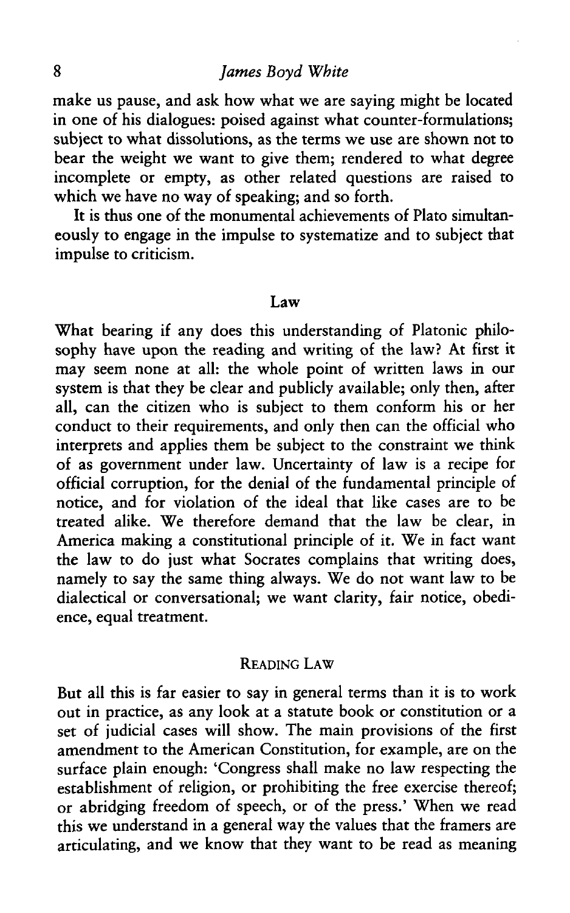make us pause, and ask how what we are saying might be located in one of his dialogues: poised against what counter-formulations; subject to what dissolutions, as the terms we use are shown not to bear the weight we want to give them; rendered to what degree incomplete or empty, as other related questions are raised to which we have no way of speaking; and so forth.

It is thus one of the monumental achievements of Plato simultaneously to engage in the impulse to systematize and to subject that impulse to criticism.

## Law

What bearing if any does this understanding of Platonic philosophy have upon the reading and writing of the law? At first it may seem none at all: the whole point of written laws in our system is that they be clear and publicly available; only then, after all, can the citizen who is subject to them conform his or her conduct to their requirements, and only then can the official who interprets and applies them be subject to the constraint we think of as government under law. Uncertainty of law is a recipe for official corruption, for the denial of the fundamental principle of notice, and for violation of the ideal that like cases are to be treated alike. We therefore demand that the law be clear, in America making a constitutional principle of it. We in fact want the law to do just what Socrates complains that writing does, namely to say the same thing always. We do not want law to be dialectical or conversational; we want clarity, fair notice, obedience, equal treatment.

### Reading Law

But all this is far easier to say in general terms than it is to work out in practice, as any look at a statute book or constitution or a set of judicial cases will show. The main provisions of the first amendment to the American Constitution, for example, are on the surface plain enough: 'Congress shall make no law respecting the establishment of religion, or prohibiting the free exercise thereof; or abridging freedom of speech, or of the press.' When we read this we understand in a general way the values that the framers are articulating, and we know that they want to be read as meaning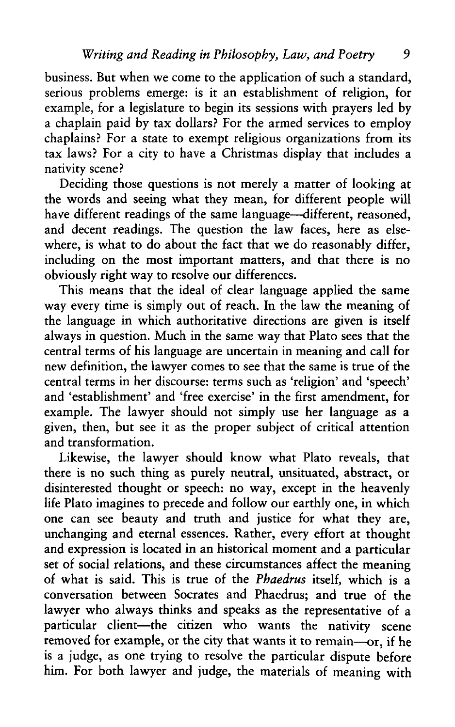business. But when we come to the application of such a standard, serious problems emerge: is it an establishment of religion, for example, for a legislature to begin its sessions with prayers led by a chaplain paid by tax dollars? For the armed services to employ chaplains? For a state to exempt religious organizations from its tax laws? For a city to have a Christmas display that includes a nativity scene?

Deciding those questions is not merely a matter of looking at the words and seeing what they mean, for different people will have different readings of the same language—different, reasoned, and decent readings. The question the law faces, here as elsewhere, is what to do about the fact that we do reasonably differ, including on the most important matters, and that there is no obviously right way to resolve our differences.

This means that the ideal of clear language applied the same way every time is simply out of reach. In the law the meaning of the language in which authoritative directions are given is itself always in question. Much in the same way that Plato sees that the central terms of his language are uncertain in meaning and call for new definition, the lawyer comes to see that the same is true of the central terms in her discourse: terms such as 'religion' and 'speech' and 'establishment' and 'free exercise' in the first amendment, for example. The lawyer should not simply use her language as a given, then, but see it as the proper subject of critical attention and transformation.

Likewise, the lawyer should know what Plato reveals, that there is no such thing as purely neutral, unsituated, abstract, or disinterested thought or speech: no way, except in the heavenly life Plato imagines to precede and follow our earthly one, in which one can see beauty and truth and justice for what they are, unchanging and eternal essences. Rather, every effort at thought and expression is located in an historical moment and a particular set of social relations, and these circumstances affect the meaning of what is said. This is true of the *Phaedrus* itself, which is a conversation between Socrates and Phaedrus; and true of the lawyer who always thinks and speaks as the representative of a particular client—the citizen who wants the nativity scene removed for example, or the city that wants it to remain—or, if he is a judge, as one trying to resolve the particular dispute before him. For both lawyer and judge, the materials of meaning with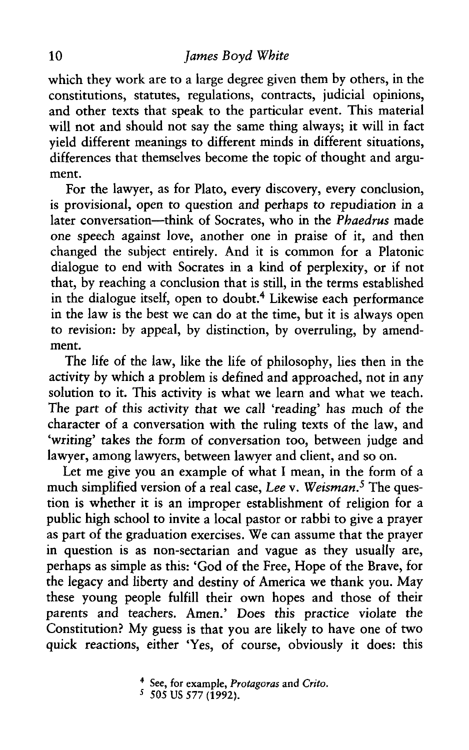which they work are to a large degree given them by others, in the constitutions, statutes, regulations, contracts, judicial opinions, and other texts that speak to the particular event. This material will not and should not say the same thing always; it will in fact yield different meanings to different minds in different situations, differences that themselves become the topic of thought and argument.

For the lawyer, as for Plato, every discovery, every conclusion, is provisional, open to question and perhaps to repudiation in a later conversation—think of Socrates, who in the *Phaedrus* made one speech against love, another one in praise of it, and then changed the subject entirely. And it is common for a Platonic dialogue to end with Socrates in a kind of perplexity, or if not that, by reaching a conclusion that is still, in the terms established in the dialogue itself, open to doubt.[4] Likewise each performance in the law is the best we can do at the time, but it is always open to revision: by appeal, by distinction, by overruling, by amendment.

The life of the law, like the life of philosophy, lies then in the activity by which a problem is defined and approached, not in any solution to it. This activity is what we learn and what we teach. The part of this activity that we call 'reading' has much of the character of a conversation with the ruling texts of the law, and 'writing' takes the form of conversation too, between judge and lawyer, among lawyers, between lawyer and client, and so on.

Let me give you an example of what I mean, in the form of a much simplified version of a real case, *Lee* v. *Weisman*.[5] The question is whether it is an improper establishment of religion for a public high school to invite a local pastor or rabbi to give a prayer as part of the graduation exercises. We can assume that the prayer in question is as non-sectarian and vague as they usually are, perhaps as simple as this: 'God of the Free, Hope of the Brave, for the legacy and liberty and destiny of America we thank you. May these young people fulfill their own hopes and those of their parents and teachers. Amen.' Does this practice violate the Constitution? My guess is that you are likely to have one of two quick reactions, either 'Yes, of course, obviously it does: this

[4] See, for example, *Protagoras* and *Crito*.

[5] 505 US 577 (1992).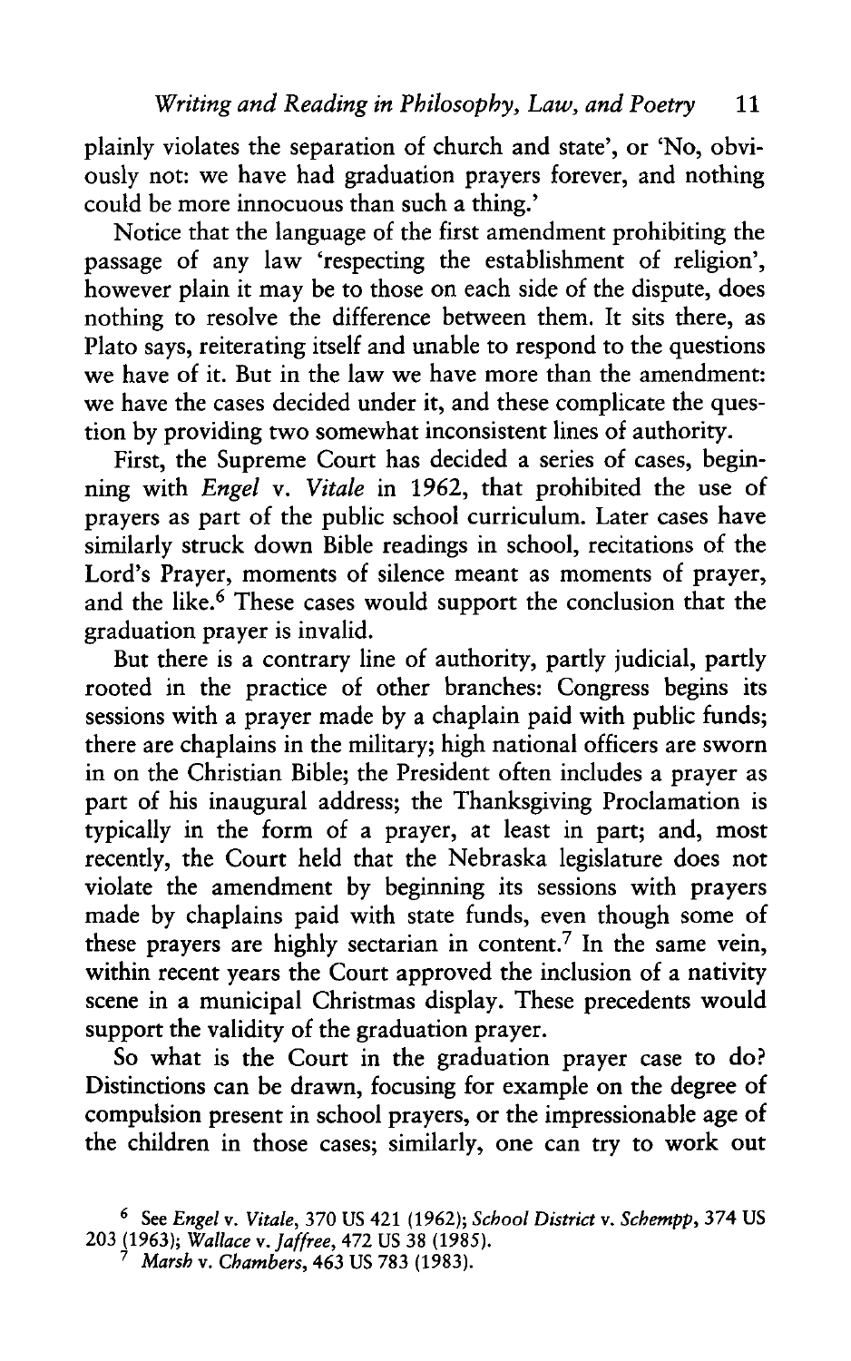plainly violates the separation of church and state', or 'No, obviously not: we have had graduation prayers forever, and nothing could be more innocuous than such a thing.'

Notice that the language of the first amendment prohibiting the passage of any law 'respecting the establishment of religion', however plain it may be to those on each side of the dispute, does nothing to resolve the difference between them. It sits there, as Plato says, reiterating itself and unable to respond to the questions we have of it. But in the law we have more than the amendment: we have the cases decided under it, and these complicate the question by providing two somewhat inconsistent lines of authority.

First, the Supreme Court has decided a series of cases, beginning with *Engel* v. *Vitale* in 1962, that prohibited the use of prayers as part of the public school curriculum. Later cases have similarly struck down Bible readings in school, recitations of the Lord's Prayer, moments of silence meant as moments of prayer, and the like.[6] These cases would support the conclusion that the graduation prayer is invalid.

But there is a contrary line of authority, partly judicial, partly rooted in the practice of other branches: Congress begins its sessions with a prayer made by a chaplain paid with public funds; there are chaplains in the military; high national officers are sworn in on the Christian Bible; the President often includes a prayer as part of his inaugural address; the Thanksgiving Proclamation is typically in the form of a prayer, at least in part; and, most recently, the Court held that the Nebraska legislature does not violate the amendment by beginning its sessions with prayers made by chaplains paid with state funds, even though some of these prayers are highly sectarian in content.[7] In the same vein, within recent years the Court approved the inclusion of a nativity scene in a municipal Christmas display. These precedents would support the validity of the graduation prayer.

So what is the Court in the graduation prayer case to do? Distinctions can be drawn, focusing for example on the degree of compulsion present in school prayers, or the impressionable age of the children in those cases; similarly, one can try to work out

[6] See *Engel* v. *Vitale*, 370 US 421 (1962); *School District* v. *Schempp*, 374 US 203 (1963); *Wallace* v. *Jaffree*, 472 US 38 (1985).

[7] *Marsh* v. *Chambers*, 463 US 783 (1983).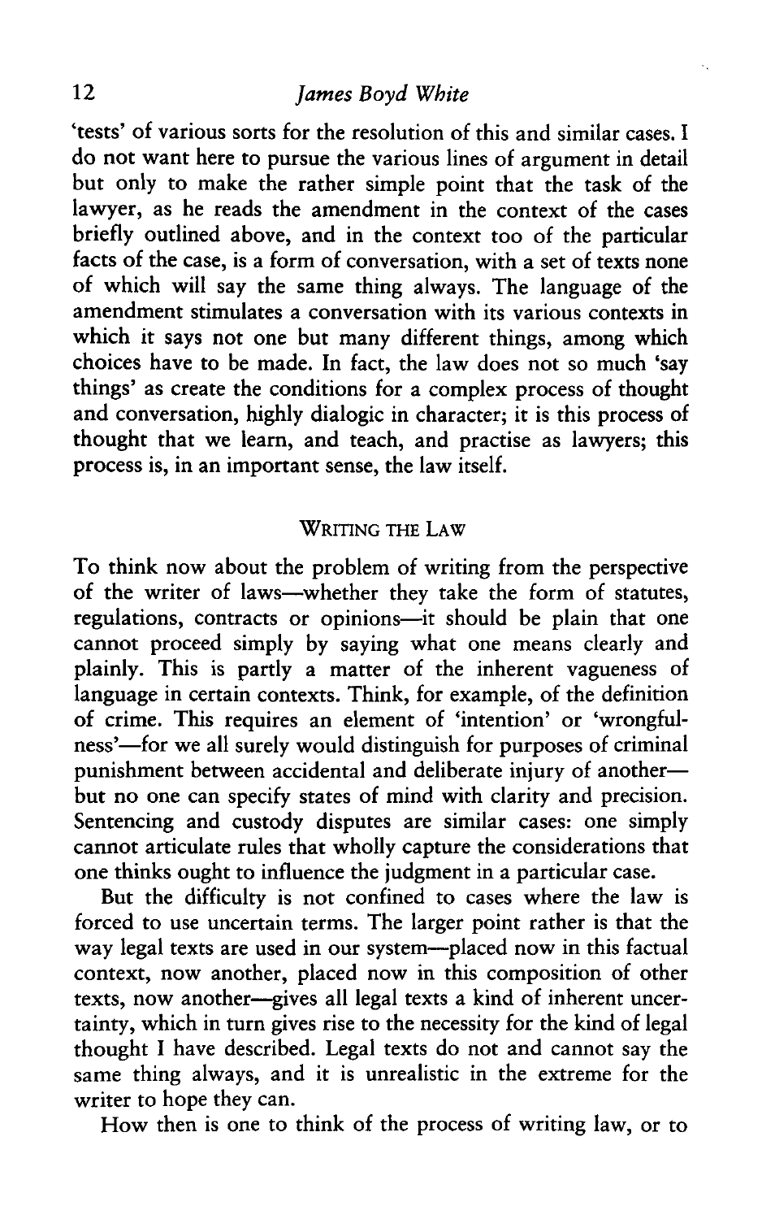'tests' of various sorts for the resolution of this and similar cases. I do not want here to pursue the various lines of argument in detail but only to make the rather simple point that the task of the lawyer, as he reads the amendment in the context of the cases briefly outlined above, and in the context too of the particular facts of the case, is a form of conversation, with a set of texts none of which will say the same thing always. The language of the amendment stimulates a conversation with its various contexts in which it says not one but many different things, among which choices have to be made. In fact, the law does not so much 'say things' as create the conditions for a complex process of thought and conversation, highly dialogic in character; it is this process of thought that we learn, and teach, and practise as lawyers; this process is, in an important sense, the law itself.

## WRITING THE LAW

To think now about the problem of writing from the perspective of the writer of laws—whether they take the form of statutes, regulations, contracts or opinions—it should be plain that one cannot proceed simply by saying what one means clearly and plainly. This is partly a matter of the inherent vagueness of language in certain contexts. Think, for example, of the definition of crime. This requires an element of 'intention' or 'wrongfulness'—for we all surely would distinguish for purposes of criminal punishment between accidental and deliberate injury of another—but no one can specify states of mind with clarity and precision. Sentencing and custody disputes are similar cases: one simply cannot articulate rules that wholly capture the considerations that one thinks ought to influence the judgment in a particular case.

But the difficulty is not confined to cases where the law is forced to use uncertain terms. The larger point rather is that the way legal texts are used in our system—placed now in this factual context, now another, placed now in this composition of other texts, now another—gives all legal texts a kind of inherent uncertainty, which in turn gives rise to the necessity for the kind of legal thought I have described. Legal texts do not and cannot say the same thing always, and it is unrealistic in the extreme for the writer to hope they can.

How then is one to think of the process of writing law, or to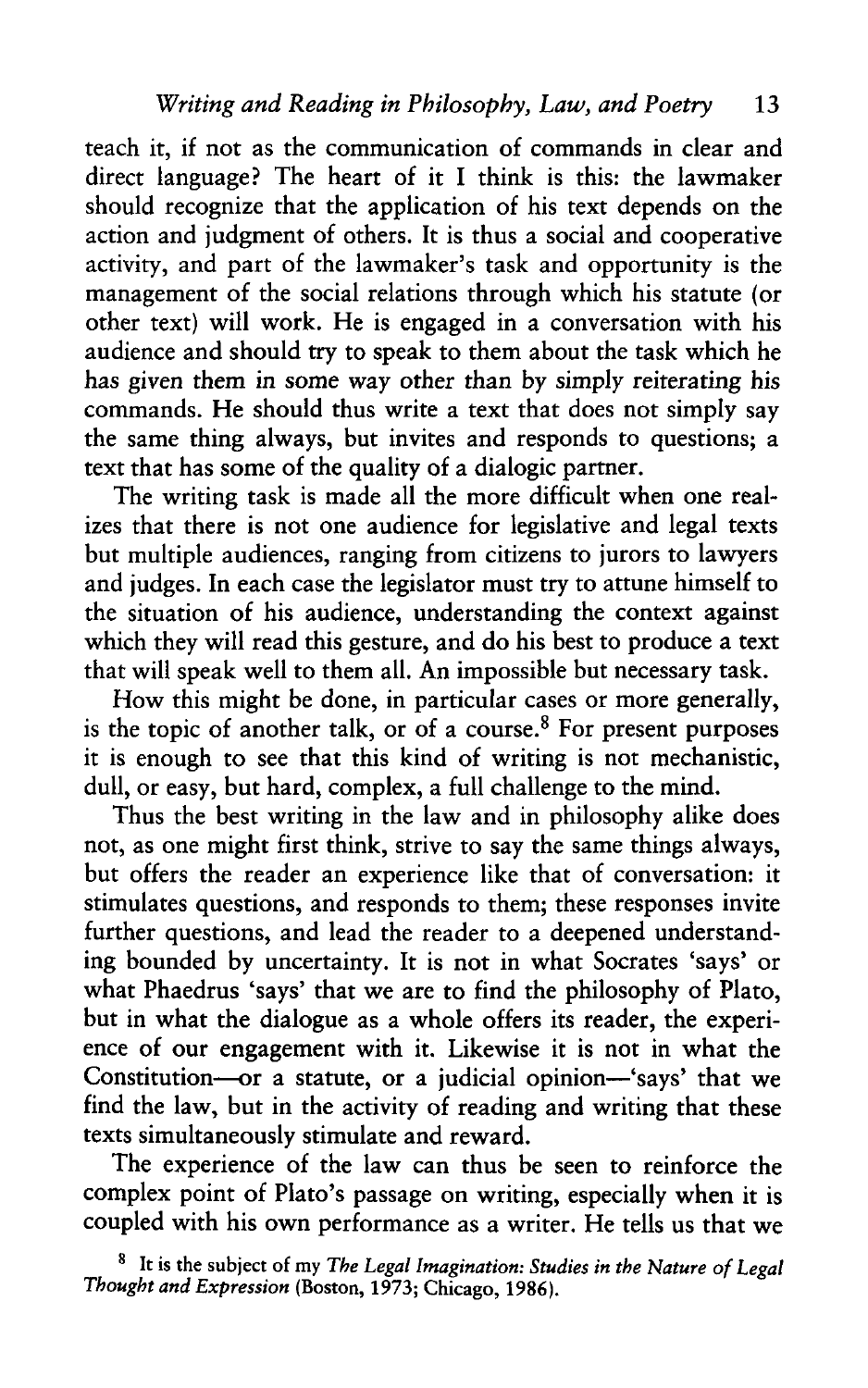teach it, if not as the communication of commands in clear and direct language? The heart of it I think is this: the lawmaker should recognize that the application of his text depends on the action and judgment of others. It is thus a social and cooperative activity, and part of the lawmaker's task and opportunity is the management of the social relations through which his statute (or other text) will work. He is engaged in a conversation with his audience and should try to speak to them about the task which he has given them in some way other than by simply reiterating his commands. He should thus write a text that does not simply say the same thing always, but invites and responds to questions; a text that has some of the quality of a dialogic partner.

The writing task is made all the more difficult when one realizes that there is not one audience for legislative and legal texts but multiple audiences, ranging from citizens to jurors to lawyers and judges. In each case the legislator must try to attune himself to the situation of his audience, understanding the context against which they will read this gesture, and do his best to produce a text that will speak well to them all. An impossible but necessary task.

How this might be done, in particular cases or more generally, is the topic of another talk, or of a course.[8] For present purposes it is enough to see that this kind of writing is not mechanistic, dull, or easy, but hard, complex, a full challenge to the mind.

Thus the best writing in the law and in philosophy alike does not, as one might first think, strive to say the same things always, but offers the reader an experience like that of conversation: it stimulates questions, and responds to them; these responses invite further questions, and lead the reader to a deepened understanding bounded by uncertainty. It is not in what Socrates 'says' or what Phaedrus 'says' that we are to find the philosophy of Plato, but in what the dialogue as a whole offers its reader, the experience of our engagement with it. Likewise it is not in what the Constitution—or a statute, or a judicial opinion—'says' that we find the law, but in the activity of reading and writing that these texts simultaneously stimulate and reward.

The experience of the law can thus be seen to reinforce the complex point of Plato's passage on writing, especially when it is coupled with his own performance as a writer. He tells us that we

[8] It is the subject of my *The Legal Imagination: Studies in the Nature of Legal Thought and Expression* (Boston, 1973; Chicago, 1986).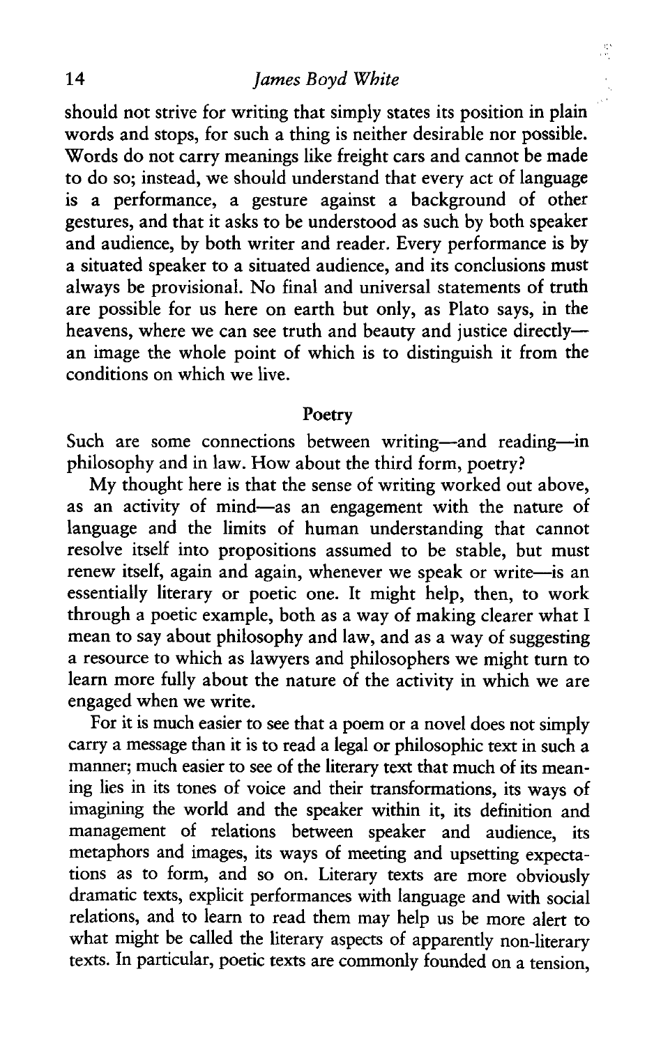should not strive for writing that simply states its position in plain words and stops, for such a thing is neither desirable nor possible. Words do not carry meanings like freight cars and cannot be made to do so; instead, we should understand that every act of language is a performance, a gesture against a background of other gestures, and that it asks to be understood as such by both speaker and audience, by both writer and reader. Every performance is by a situated speaker to a situated audience, and its conclusions must always be provisional. No final and universal statements of truth are possible for us here on earth but only, as Plato says, in the heavens, where we can see truth and beauty and justice directly—an image the whole point of which is to distinguish it from the conditions on which we live.

## Poetry

Such are some connections between writing—and reading—in philosophy and in law. How about the third form, poetry?

My thought here is that the sense of writing worked out above, as an activity of mind—as an engagement with the nature of language and the limits of human understanding that cannot resolve itself into propositions assumed to be stable, but must renew itself, again and again, whenever we speak or write—is an essentially literary or poetic one. It might help, then, to work through a poetic example, both as a way of making clearer what I mean to say about philosophy and law, and as a way of suggesting a resource to which as lawyers and philosophers we might turn to learn more fully about the nature of the activity in which we are engaged when we write.

For it is much easier to see that a poem or a novel does not simply carry a message than it is to read a legal or philosophic text in such a manner; much easier to see of the literary text that much of its meaning lies in its tones of voice and their transformations, its ways of imagining the world and the speaker within it, its definition and management of relations between speaker and audience, its metaphors and images, its ways of meeting and upsetting expectations as to form, and so on. Literary texts are more obviously dramatic texts, explicit performances with language and with social relations, and to learn to read them may help us be more alert to what might be called the literary aspects of apparently non-literary texts. In particular, poetic texts are commonly founded on a tension,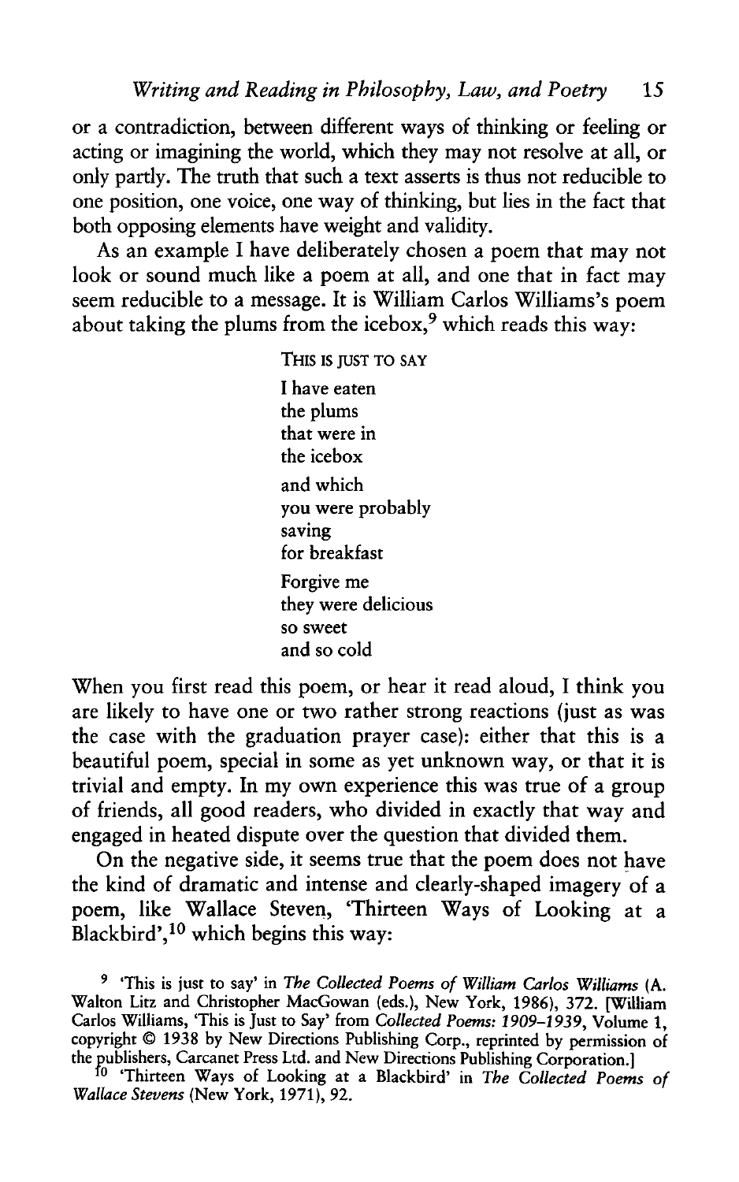or a contradiction, between different ways of thinking or feeling or acting or imagining the world, which they may not resolve at all, or only partly. The truth that such a text asserts is thus not reducible to one position, one voice, one way of thinking, but lies in the fact that both opposing elements have weight and validity.

As an example I have deliberately chosen a poem that may not look or sound much like a poem at all, and one that in fact may seem reducible to a message. It is William Carlos Williams's poem about taking the plums from the icebox,[9] which reads this way:

> THIS IS JUST TO SAY
>
> I have eaten  
> the plums  
> that were in  
> the icebox
>
> and which  
> you were probably  
> saving  
> for breakfast
>
> Forgive me  
> they were delicious  
> so sweet  
> and so cold

When you first read this poem, or hear it read aloud, I think you are likely to have one or two rather strong reactions (just as was the case with the graduation prayer case): either that this is a beautiful poem, special in some as yet unknown way, or that it is trivial and empty. In my own experience this was true of a group of friends, all good readers, who divided in exactly that way and engaged in heated dispute over the question that divided them.

On the negative side, it seems true that the poem does not have the kind of dramatic and intense and clearly-shaped imagery of a poem, like Wallace Steven, 'Thirteen Ways of Looking at a Blackbird',[10] which begins this way:

---

[9] 'This is just to say' in *The Collected Poems of William Carlos Williams* (A. Walton Litz and Christopher MacGowan (eds.), New York, 1986), 372. [William Carlos Williams, 'This is Just to Say' from *Collected Poems: 1909–1939*, Volume 1, copyright © 1938 by New Directions Publishing Corp., reprinted by permission of the publishers, Carcanet Press Ltd. and New Directions Publishing Corporation.]

[10] 'Thirteen Ways of Looking at a Blackbird' in *The Collected Poems of Wallace Stevens* (New York, 1971), 92.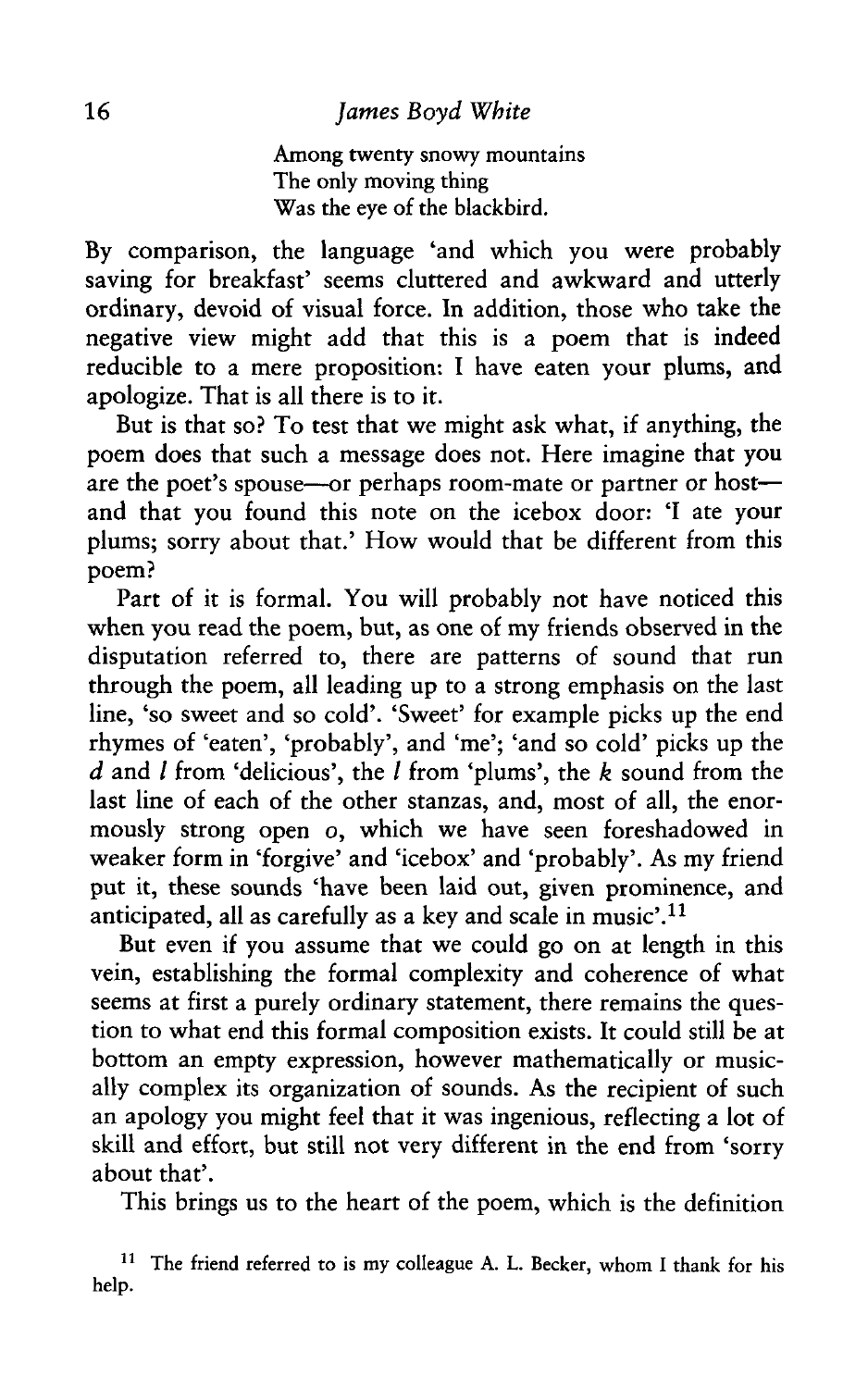> Among twenty snowy mountains
> The only moving thing
> Was the eye of the blackbird.

By comparison, the language 'and which you were probably saving for breakfast' seems cluttered and awkward and utterly ordinary, devoid of visual force. In addition, those who take the negative view might add that this is a poem that is indeed reducible to a mere proposition: I have eaten your plums, and apologize. That is all there is to it.

But is that so? To test that we might ask what, if anything, the poem does that such a message does not. Here imagine that you are the poet's spouse—or perhaps room-mate or partner or host—and that you found this note on the icebox door: 'I ate your plums; sorry about that.' How would that be different from this poem?

Part of it is formal. You will probably not have noticed this when you read the poem, but, as one of my friends observed in the disputation referred to, there are patterns of sound that run through the poem, all leading up to a strong emphasis on the last line, 'so sweet and so cold'. 'Sweet' for example picks up the end rhymes of 'eaten', 'probably', and 'me'; 'and so cold' picks up the *d* and *l* from 'delicious', the *l* from 'plums', the *k* sound from the last line of each of the other stanzas, and, most of all, the enormously strong open *o*, which we have seen foreshadowed in weaker form in 'forgive' and 'icebox' and 'probably'. As my friend put it, these sounds 'have been laid out, given prominence, and anticipated, all as carefully as a key and scale in music'.[11]

But even if you assume that we could go on at length in this vein, establishing the formal complexity and coherence of what seems at first a purely ordinary statement, there remains the question to what end this formal composition exists. It could still be at bottom an empty expression, however mathematically or musically complex its organization of sounds. As the recipient of such an apology you might feel that it was ingenious, reflecting a lot of skill and effort, but still not very different in the end from 'sorry about that'.

This brings us to the heart of the poem, which is the definition

[11] The friend referred to is my colleague A. L. Becker, whom I thank for his help.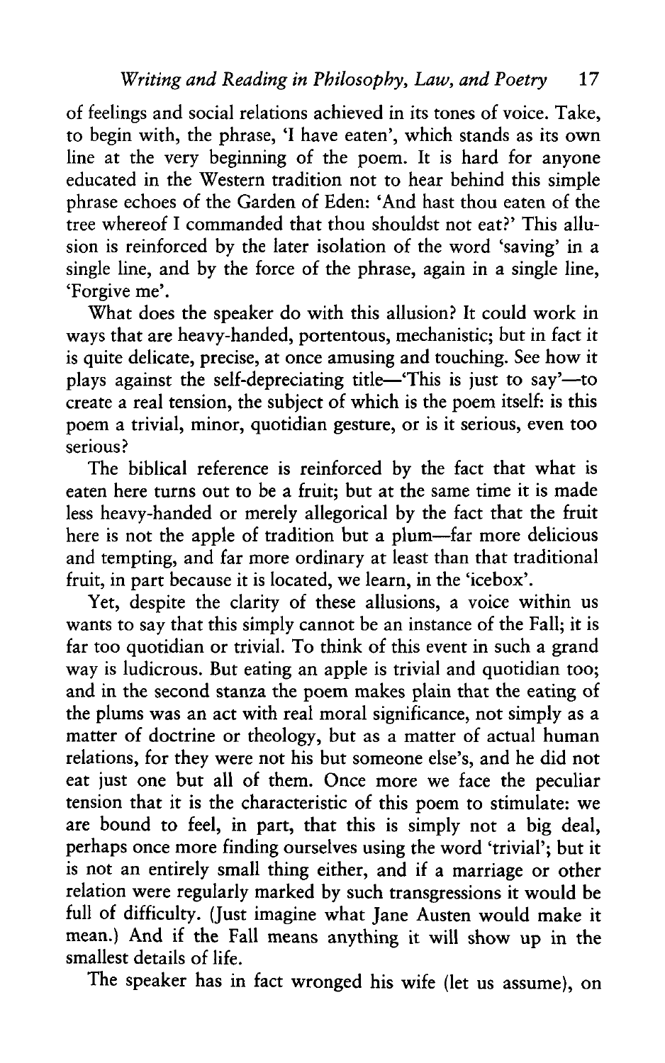of feelings and social relations achieved in its tones of voice. Take, to begin with, the phrase, 'I have eaten', which stands as its own line at the very beginning of the poem. It is hard for anyone educated in the Western tradition not to hear behind this simple phrase echoes of the Garden of Eden: 'And hast thou eaten of the tree whereof I commanded that thou shouldst not eat?' This allusion is reinforced by the later isolation of the word 'saving' in a single line, and by the force of the phrase, again in a single line, 'Forgive me'.

What does the speaker do with this allusion? It could work in ways that are heavy-handed, portentous, mechanistic; but in fact it is quite delicate, precise, at once amusing and touching. See how it plays against the self-depreciating title—'This is just to say'—to create a real tension, the subject of which is the poem itself: is this poem a trivial, minor, quotidian gesture, or is it serious, even too serious?

The biblical reference is reinforced by the fact that what is eaten here turns out to be a fruit; but at the same time it is made less heavy-handed or merely allegorical by the fact that the fruit here is not the apple of tradition but a plum—far more delicious and tempting, and far more ordinary at least than that traditional fruit, in part because it is located, we learn, in the 'icebox'.

Yet, despite the clarity of these allusions, a voice within us wants to say that this simply cannot be an instance of the Fall; it is far too quotidian or trivial. To think of this event in such a grand way is ludicrous. But eating an apple is trivial and quotidian too; and in the second stanza the poem makes plain that the eating of the plums was an act with real moral significance, not simply as a matter of doctrine or theology, but as a matter of actual human relations, for they were not his but someone else's, and he did not eat just one but all of them. Once more we face the peculiar tension that it is the characteristic of this poem to stimulate: we are bound to feel, in part, that this is simply not a big deal, perhaps once more finding ourselves using the word 'trivial'; but it is not an entirely small thing either, and if a marriage or other relation were regularly marked by such transgressions it would be full of difficulty. (Just imagine what Jane Austen would make it mean.) And if the Fall means anything it will show up in the smallest details of life.

The speaker has in fact wronged his wife (let us assume), on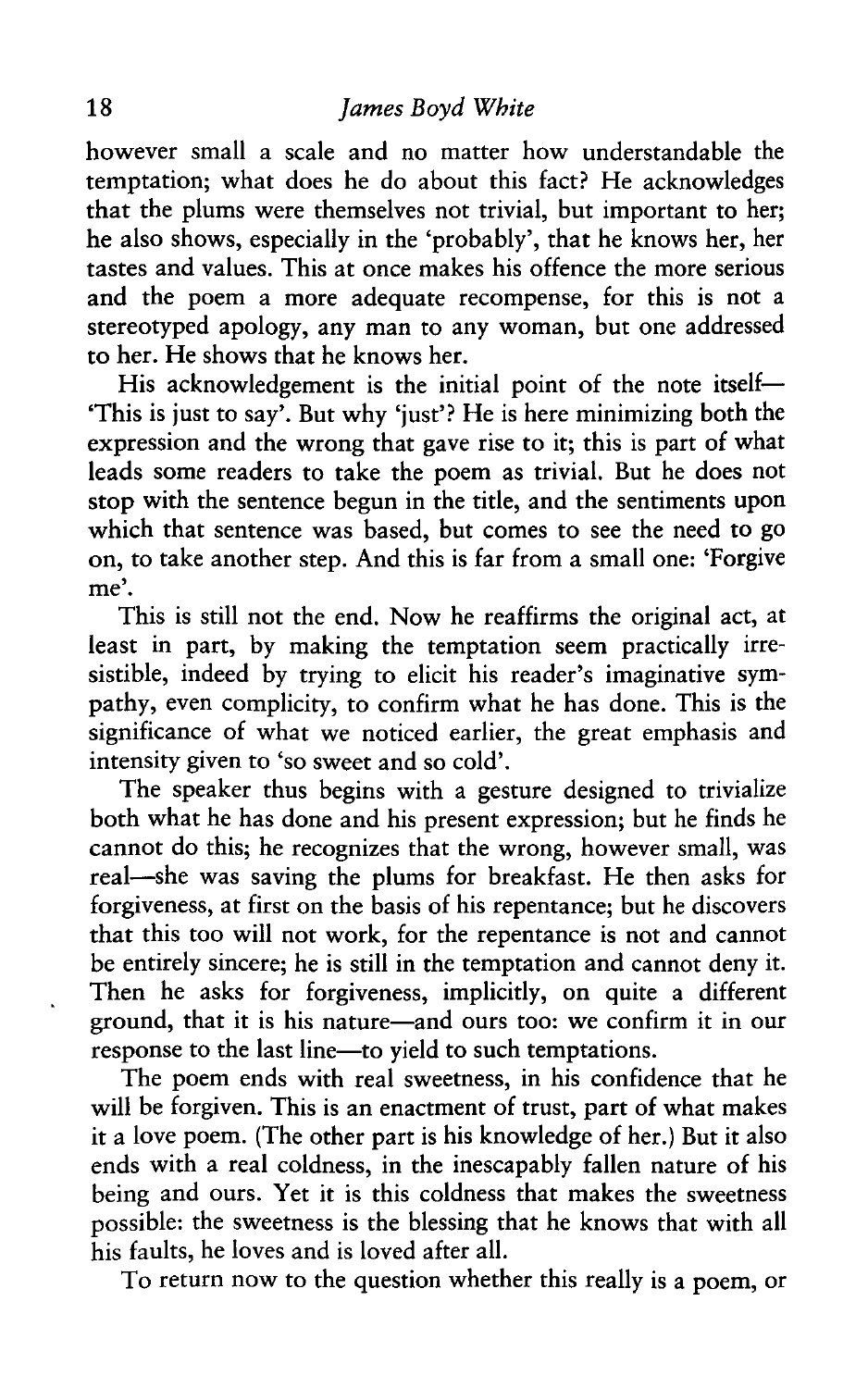however small a scale and no matter how understandable the temptation; what does he do about this fact? He acknowledges that the plums were themselves not trivial, but important to her; he also shows, especially in the 'probably', that he knows her, her tastes and values. This at once makes his offence the more serious and the poem a more adequate recompense, for this is not a stereotyped apology, any man to any woman, but one addressed to her. He shows that he knows her.

His acknowledgement is the initial point of the note itself—'This is just to say'. But why 'just'? He is here minimizing both the expression and the wrong that gave rise to it; this is part of what leads some readers to take the poem as trivial. But he does not stop with the sentence begun in the title, and the sentiments upon which that sentence was based, but comes to see the need to go on, to take another step. And this is far from a small one: 'Forgive me'.

This is still not the end. Now he reaffirms the original act, at least in part, by making the temptation seem practically irresistible, indeed by trying to elicit his reader's imaginative sympathy, even complicity, to confirm what he has done. This is the significance of what we noticed earlier, the great emphasis and intensity given to 'so sweet and so cold'.

The speaker thus begins with a gesture designed to trivialize both what he has done and his present expression; but he finds he cannot do this; he recognizes that the wrong, however small, was real—she was saving the plums for breakfast. He then asks for forgiveness, at first on the basis of his repentance; but he discovers that this too will not work, for the repentance is not and cannot be entirely sincere; he is still in the temptation and cannot deny it. Then he asks for forgiveness, implicitly, on quite a different ground, that it is his nature—and ours too: we confirm it in our response to the last line—to yield to such temptations.

The poem ends with real sweetness, in his confidence that he will be forgiven. This is an enactment of trust, part of what makes it a love poem. (The other part is his knowledge of her.) But it also ends with a real coldness, in the inescapably fallen nature of his being and ours. Yet it is this coldness that makes the sweetness possible: the sweetness is the blessing that he knows that with all his faults, he loves and is loved after all.

To return now to the question whether this really is a poem, or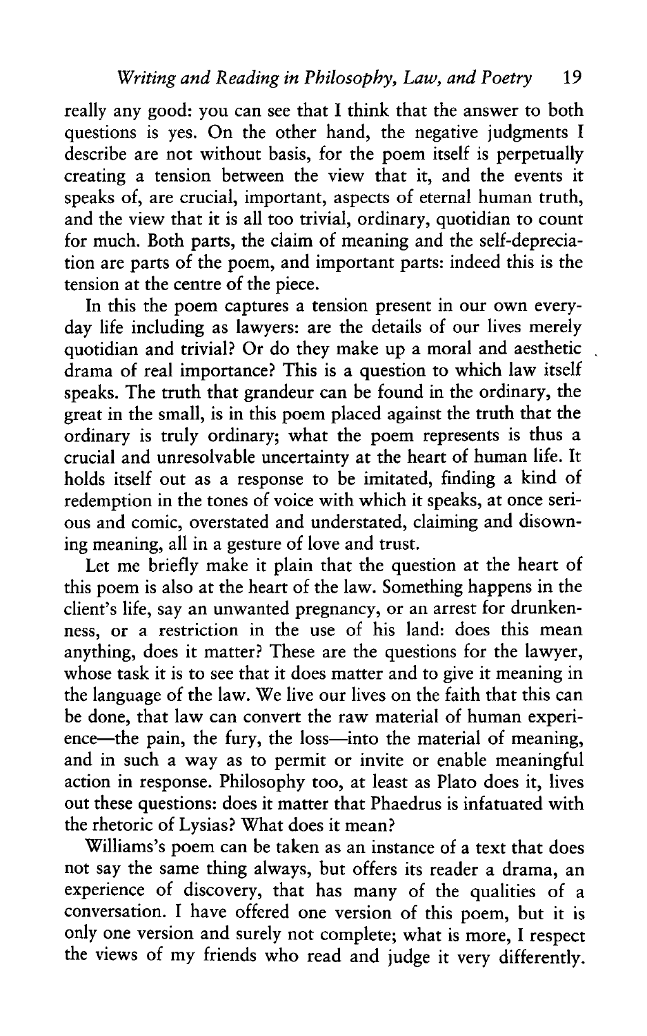really any good: you can see that I think that the answer to both questions is yes. On the other hand, the negative judgments I describe are not without basis, for the poem itself is perpetually creating a tension between the view that it, and the events it speaks of, are crucial, important, aspects of eternal human truth, and the view that it is all too trivial, ordinary, quotidian to count for much. Both parts, the claim of meaning and the self-depreciation are parts of the poem, and important parts: indeed this is the tension at the centre of the piece.

In this the poem captures a tension present in our own everyday life including as lawyers: are the details of our lives merely quotidian and trivial? Or do they make up a moral and aesthetic drama of real importance? This is a question to which law itself speaks. The truth that grandeur can be found in the ordinary, the great in the small, is in this poem placed against the truth that the ordinary is truly ordinary; what the poem represents is thus a crucial and unresolvable uncertainty at the heart of human life. It holds itself out as a response to be imitated, finding a kind of redemption in the tones of voice with which it speaks, at once serious and comic, overstated and understated, claiming and disowning meaning, all in a gesture of love and trust.

Let me briefly make it plain that the question at the heart of this poem is also at the heart of the law. Something happens in the client's life, say an unwanted pregnancy, or an arrest for drunkenness, or a restriction in the use of his land: does this mean anything, does it matter? These are the questions for the lawyer, whose task it is to see that it does matter and to give it meaning in the language of the law. We live our lives on the faith that this can be done, that law can convert the raw material of human experience—the pain, the fury, the loss—into the material of meaning, and in such a way as to permit or invite or enable meaningful action in response. Philosophy too, at least as Plato does it, lives out these questions: does it matter that Phaedrus is infatuated with the rhetoric of Lysias? What does it mean?

Williams's poem can be taken as an instance of a text that does not say the same thing always, but offers its reader a drama, an experience of discovery, that has many of the qualities of a conversation. I have offered one version of this poem, but it is only one version and surely not complete; what is more, I respect the views of my friends who read and judge it very differently.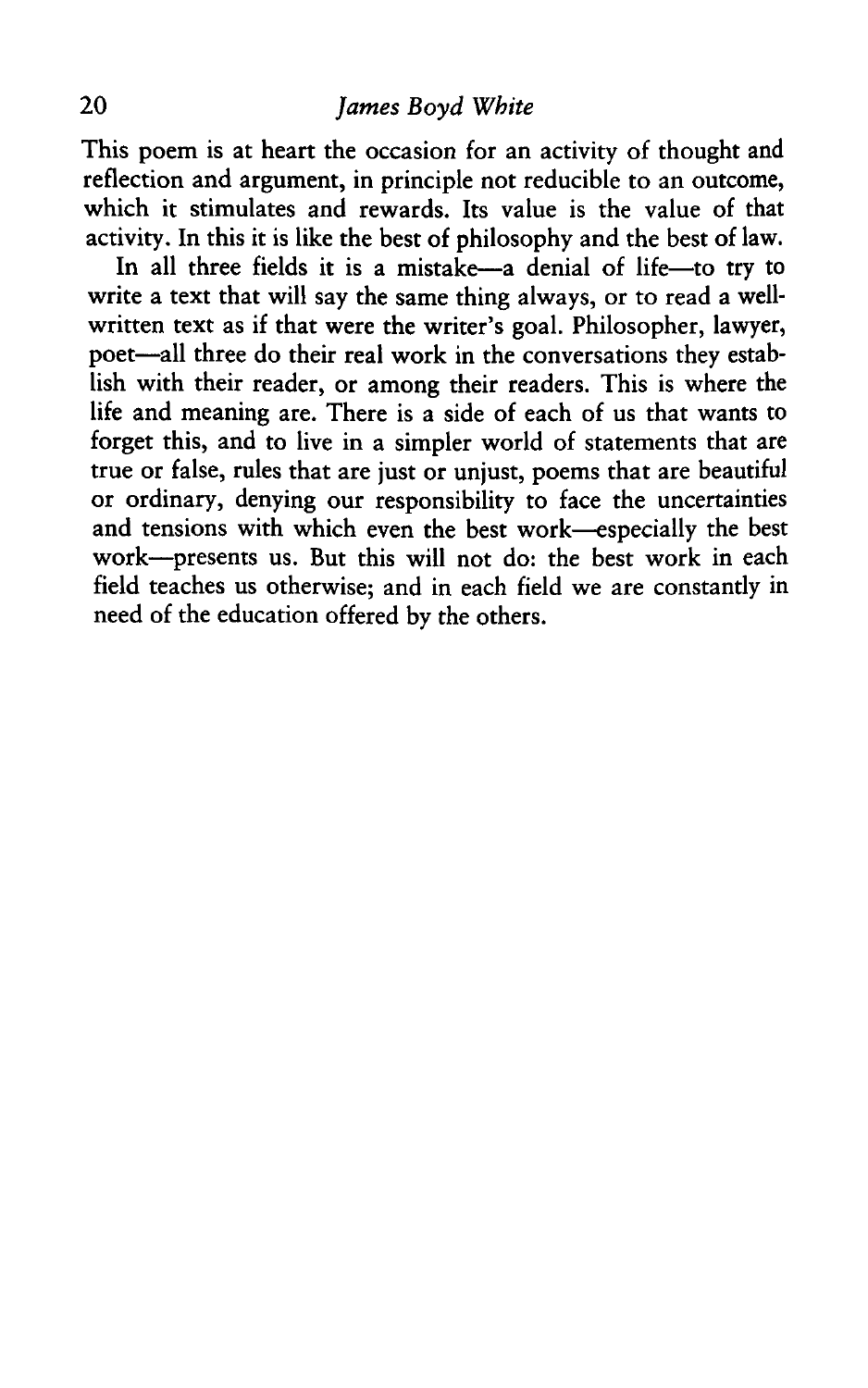This poem is at heart the occasion for an activity of thought and reflection and argument, in principle not reducible to an outcome, which it stimulates and rewards. Its value is the value of that activity. In this it is like the best of philosophy and the best of law.

In all three fields it is a mistake—a denial of life—to try to write a text that will say the same thing always, or to read a well-written text as if that were the writer's goal. Philosopher, lawyer, poet—all three do their real work in the conversations they establish with their reader, or among their readers. This is where the life and meaning are. There is a side of each of us that wants to forget this, and to live in a simpler world of statements that are true or false, rules that are just or unjust, poems that are beautiful or ordinary, denying our responsibility to face the uncertainties and tensions with which even the best work—especially the best work—presents us. But this will not do: the best work in each field teaches us otherwise; and in each field we are constantly in need of the education offered by the others.